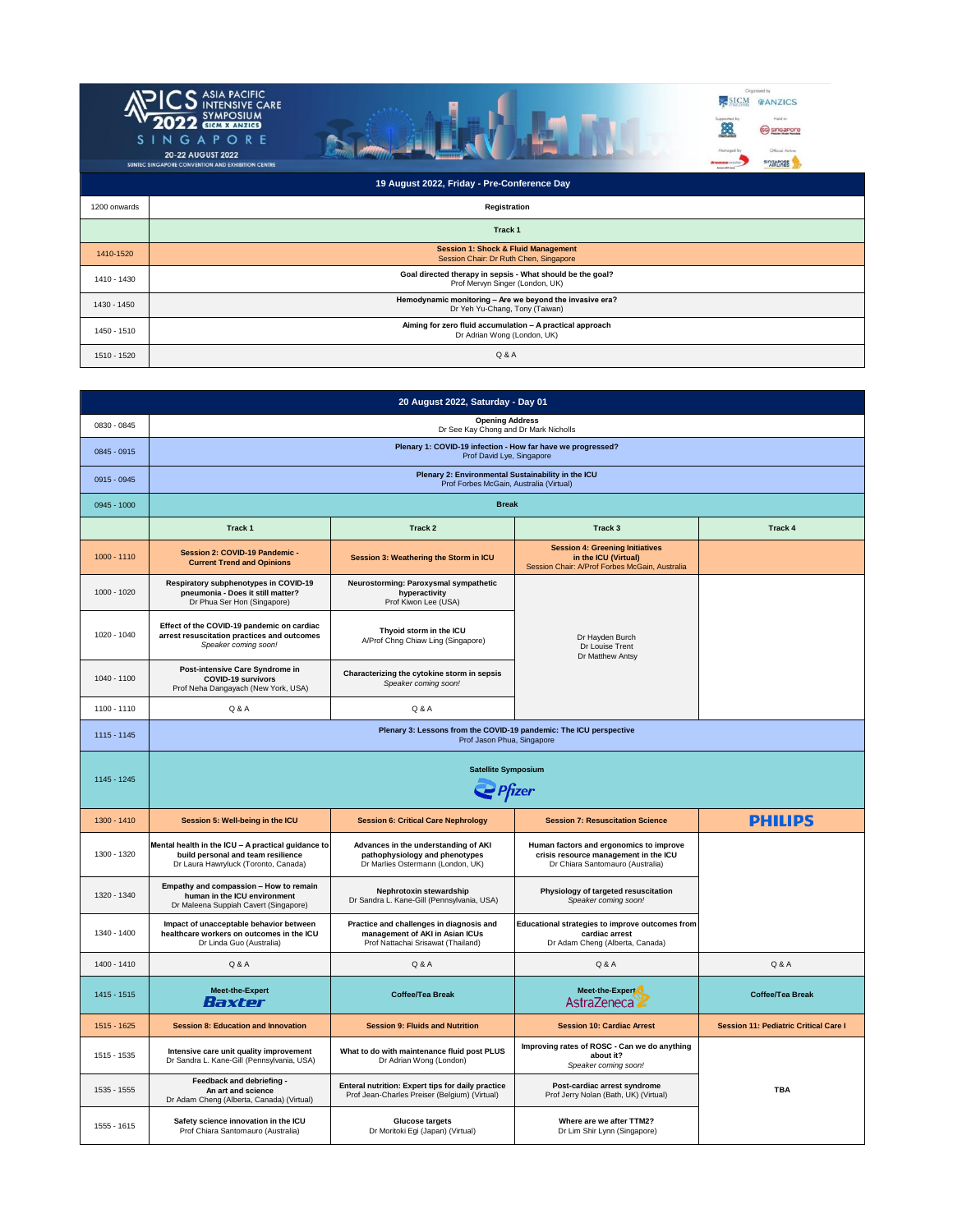# APICS Asia Pacific Intensive Care Symposium 2022 (SICM x ANZICS)

SINGAPORE

20-22 AUGUST 2022

SUNTEC SINGAPORE CONVENTION AND EXHIBITION CENTRE

Organised by SICM, ANZICS | Supported by | Held in Singapore | Managed by | Official Airline Singapore Airlines

## 19 August 2022, Friday - Pre-Conference Day

| Time | Programme |
|---|---|
| 1200 onwards | **Registration** |
| | **Track 1** |
| 1410-1520 | **Session 1: Shock & Fluid Management**<br>Session Chair: Dr Ruth Chen, Singapore |
| 1410 - 1430 | **Goal directed therapy in sepsis - What should be the goal?**<br>Prof Mervyn Singer (London, UK) |
| 1430 - 1450 | **Hemodynamic monitoring – Are we beyond the invasive era?**<br>Dr Yeh Yu-Chang, Tony (Taiwan) |
| 1450 - 1510 | **Aiming for zero fluid accumulation – A practical approach**<br>Dr Adrian Wong (London, UK) |
| 1510 - 1520 | Q & A |

## 20 August 2022, Saturday - Day 01

| Time | Track 1 | Track 2 | Track 3 | Track 4 |
|---|---|---|---|---|
| 0830 - 0845 | **Opening Address**<br>Dr See Kay Chong and Dr Mark Nicholls | | | |
| 0845 - 0915 | **Plenary 1: COVID-19 infection - How far have we progressed?**<br>Prof David Lye, Singapore | | | |
| 0915 - 0945 | **Plenary 2: Environmental Sustainability in the ICU**<br>Prof Forbes McGain, Australia (Virtual) | | | |
| 0945 - 1000 | **Break** | | | |
| | **Track 1** | **Track 2** | **Track 3** | **Track 4** |
| 1000 - 1110 | **Session 2: COVID-19 Pandemic - Current Trend and Opinions** | **Session 3: Weathering the Storm in ICU** | **Session 4: Greening Initiatives in the ICU (Virtual)**<br>Session Chair: A/Prof Forbes McGain, Australia | |
| 1000 - 1020 | **Respiratory subphenotypes in COVID-19 pneumonia - Does it still matter?**<br>Dr Phua Ser Hon (Singapore) | **Neurostorming: Paroxysmal sympathetic hyperactivity**<br>Prof Kiwon Lee (USA) | Dr Hayden Burch<br>Dr Louise Trent<br>Dr Matthew Antsy | |
| 1020 - 1040 | **Effect of the COVID-19 pandemic on cardiac arrest resuscitation practices and outcomes**<br>*Speaker coming soon!* | **Thyoid storm in the ICU**<br>A/Prof Chng Chiaw Ling (Singapore) | | |
| 1040 - 1100 | **Post-intensive Care Syndrome in COVID-19 survivors**<br>Prof Neha Dangayach (New York, USA) | **Characterizing the cytokine storm in sepsis**<br>*Speaker coming soon!* | | |
| 1100 - 1110 | Q & A | Q & A | | |
| 1115 - 1145 | **Plenary 3: Lessons from the COVID-19 pandemic: The ICU perspective**<br>Prof Jason Phua, Singapore | | | |
| 1145 - 1245 | **Satellite Symposium**<br>Pfizer | | | |
| 1300 - 1410 | **Session 5: Well-being in the ICU** | **Session 6: Critical Care Nephrology** | **Session 7: Resuscitation Science** | **PHILIPS** |
| 1300 - 1320 | **Mental health in the ICU – A practical guidance to build personal and team resilience**<br>Dr Laura Hawryluck (Toronto, Canada) | **Advances in the understanding of AKI pathophysiology and phenotypes**<br>Dr Marlies Ostermann (London, UK) | **Human factors and ergonomics to improve crisis resource management in the ICU**<br>Dr Chiara Santomauro (Australia) | |
| 1320 - 1340 | **Empathy and compassion – How to remain human in the ICU environment**<br>Dr Maleena Suppiah Cavert (Singapore) | **Nephrotoxin stewardship**<br>Dr Sandra L. Kane-Gill (Pennsylvania, USA) | **Physiology of targeted resuscitation**<br>*Speaker coming soon!* | |
| 1340 - 1400 | **Impact of unacceptable behavior between healthcare workers on outcomes in the ICU**<br>Dr Linda Guo (Australia) | **Practice and challenges in diagnosis and management of AKI in Asian ICUs**<br>Prof Nattachai Srisawat (Thailand) | **Educational strategies to improve outcomes from cardiac arrest**<br>Dr Adam Cheng (Alberta, Canada) | |
| 1400 - 1410 | Q & A | Q & A | Q & A | Q & A |
| 1415 - 1515 | **Meet-the-Expert**<br>Baxter | **Coffee/Tea Break** | **Meet-the-Expert**<br>AstraZeneca | **Coffee/Tea Break** |
| 1515 - 1625 | **Session 8: Education and Innovation** | **Session 9: Fluids and Nutrition** | **Session 10: Cardiac Arrest** | **Session 11: Pediatric Critical Care I** |
| 1515 - 1535 | **Intensive care unit quality improvement**<br>Dr Sandra L. Kane-Gill (Pennsylvania, USA) | **What to do with maintenance fluid post PLUS**<br>Dr Adrian Wong (London) | **Improving rates of ROSC - Can we do anything about it?**<br>*Speaker coming soon!* | TBA |
| 1535 - 1555 | **Feedback and debriefing - An art and science**<br>Dr Adam Cheng (Alberta, Canada) (Virtual) | **Enteral nutrition: Expert tips for daily practice**<br>Prof Jean-Charles Preiser (Belgium) (Virtual) | **Post-cardiac arrest syndrome**<br>Prof Jerry Nolan (Bath, UK) (Virtual) | |
| 1555 - 1615 | **Safety science innovation in the ICU**<br>Prof Chiara Santomauro (Australia) | **Glucose targets**<br>Dr Moritoki Egi (Japan) (Virtual) | **Where are we after TTM2?**<br>Dr Lim Shir Lynn (Singapore) | |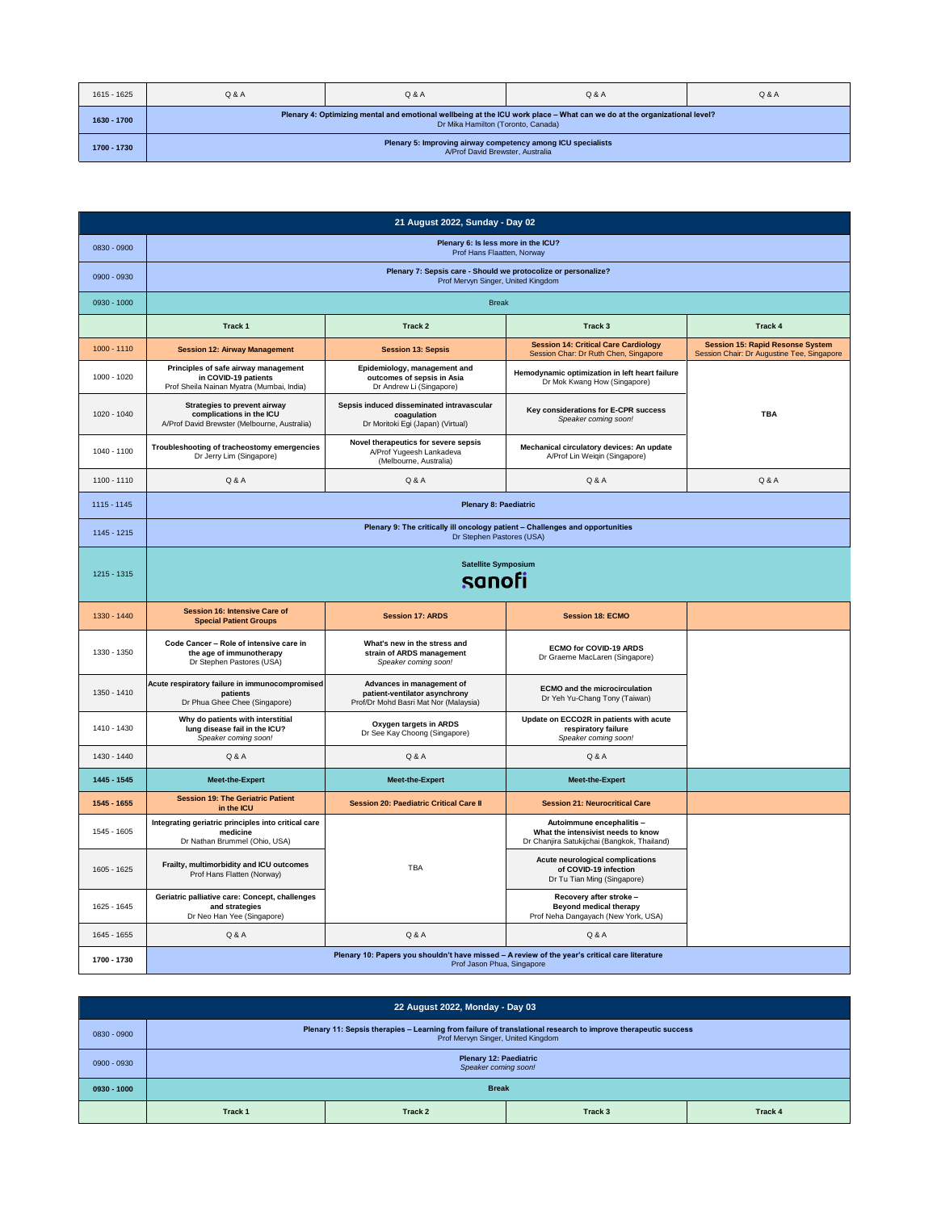| | | | | |
|---|---|---|---|---|
| 1615 - 1625 | Q & A | Q & A | Q & A | Q & A |
| **1630 - 1700** | **Plenary 4: Optimizing mental and emotional wellbeing at the ICU work place – What can we do at the organizational level?** Dr Mika Hamilton (Toronto, Canada) | | | |
| **1700 - 1730** | **Plenary 5: Improving airway competency among ICU specialists** A/Prof David Brewster, Australia | | | |

## 21 August 2022, Sunday - Day 02

| Time | Track 1 | Track 2 | Track 3 | Track 4 |
|---|---|---|---|---|
| 0830 - 0900 | **Plenary 6: Is less more in the ICU?** Prof Hans Flaatten, Norway | | | |
| 0900 - 0930 | **Plenary 7: Sepsis care - Should we protocolize or personalize?** Prof Mervyn Singer, United Kingdom | | | |
| 0930 - 1000 | Break | | | |
| | **Track 1** | **Track 2** | **Track 3** | **Track 4** |
| 1000 - 1110 | **Session 12: Airway Management** | **Session 13: Sepsis** | **Session 14: Critical Care Cardiology** Session Char: Dr Ruth Chen, Singapore | **Session 15: Rapid Resonse System** Session Chair: Dr Augustine Tee, Singapore |
| 1000 - 1020 | **Principles of safe airway management in COVID-19 patients** Prof Sheila Nainan Myatra (Mumbai, India) | **Epidemiology, management and outcomes of sepsis in Asia** Dr Andrew Li (Singapore) | **Hemodynamic optimization in left heart failure** Dr Mok Kwang How (Singapore) | **TBA** |
| 1020 - 1040 | **Strategies to prevent airway complications in the ICU** A/Prof David Brewster (Melbourne, Australia) | **Sepsis induced disseminated intravascular coagulation** Dr Moritoki Egi (Japan) (Virtual) | **Key considerations for E-CPR success** *Speaker coming soon!* | |
| 1040 - 1100 | **Troubleshooting of tracheostomy emergencies** Dr Jerry Lim (Singapore) | **Novel therapeutics for severe sepsis** A/Prof Yugeesh Lankadeva (Melbourne, Australia) | **Mechanical circulatory devices: An update** A/Prof Lin Weiqin (Singapore) | |
| 1100 - 1110 | Q & A | Q & A | Q & A | Q & A |
| 1115 - 1145 | **Plenary 8: Paediatric** | | | |
| 1145 - 1215 | **Plenary 9: The critically ill oncology patient – Challenges and opportunities** Dr Stephen Pastores (USA) | | | |
| 1215 - 1315 | **Satellite Symposium** sanofi | | | |
| 1330 - 1440 | **Session 16: Intensive Care of Special Patient Groups** | **Session 17: ARDS** | **Session 18: ECMO** | |
| 1330 - 1350 | **Code Cancer – Role of intensive care in the age of immunotherapy** Dr Stephen Pastores (USA) | **What's new in the stress and strain of ARDS management** *Speaker coming soon!* | **ECMO for COVID-19 ARDS** Dr Graeme MacLaren (Singapore) | |
| 1350 - 1410 | **Acute respiratory failure in immunocompromised patients** Dr Phua Ghee Chee (Singapore) | **Advances in management of patient-ventilator asynchrony** Prof/Dr Mohd Basri Mat Nor (Malaysia) | **ECMO and the microcirculation** Dr Yeh Yu-Chang Tony (Taiwan) | |
| 1410 - 1430 | **Why do patients with interstitial lung disease fail in the ICU?** *Speaker coming soon!* | **Oxygen targets in ARDS** Dr See Kay Choong (Singapore) | **Update on ECCO2R in patients with acute respiratory failure** *Speaker coming soon!* | |
| 1430 - 1440 | Q & A | Q & A | Q & A | |
| **1445 - 1545** | **Meet-the-Expert** | **Meet-the-Expert** | **Meet-the-Expert** | |
| **1545 - 1655** | **Session 19: The Geriatric Patient in the ICU** | **Session 20: Paediatric Critical Care II** | **Session 21: Neurocritical Care** | |
| 1545 - 1605 | **Integrating geriatric principles into critical care medicine** Dr Nathan Brummel (Ohio, USA) | TBA | **Autoimmune encephalitis – What the intensivist needs to know** Dr Chanjira Satukijchai (Bangkok, Thailand) | |
| 1605 - 1625 | **Frailty, multimorbidity and ICU outcomes** Prof Hans Flatten (Norway) | | **Acute neurological complications of COVID-19 infection** Dr Tu Tian Ming (Singapore) | |
| 1625 - 1645 | **Geriatric palliative care: Concept, challenges and strategies** Dr Neo Han Yee (Singapore) | | **Recovery after stroke – Beyond medical therapy** Prof Neha Dangayach (New York, USA) | |
| 1645 - 1655 | Q & A | Q & A | Q & A | |
| **1700 - 1730** | **Plenary 10: Papers you shouldn't have missed – A review of the year's critical care literature** Prof Jason Phua, Singapore | | | |

## 22 August 2022, Monday - Day 03

| Time | Track 1 | Track 2 | Track 3 | Track 4 |
|---|---|---|---|---|
| 0830 - 0900 | **Plenary 11: Sepsis therapies – Learning from failure of translational research to improve therapeutic success** Prof Mervyn Singer, United Kingdom | | | |
| 0900 - 0930 | **Plenary 12: Paediatric** *Speaker coming soon!* | | | |
| **0930 - 1000** | **Break** | | | |
| | **Track 1** | **Track 2** | **Track 3** | **Track 4** |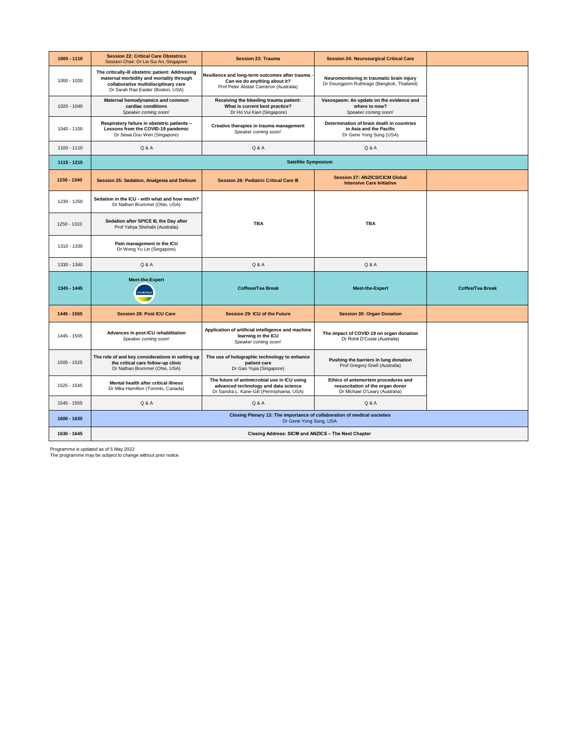| | | | | |
|---|---|---|---|---|
| **1000 - 1110** | **Session 22: Critical Care Obstetrics** Session Chair: Dr Lie Sui An, Singapore | **Session 23: Trauma** | **Session 24: Neurosurgical Critical Care** | |
| 1000 - 1020 | **The critically-ill obstetric patient: Addressing maternal morbidity and mortality through collaborative multidisciplinary care** Dr Sarah Rae Easter (Boston, USA) | **Resilience and long-term outcomes after trauma - Can we do anything about it?** Prof Peter Alistair Cameron (Australia) | **Neuromonitoring in traumatic brain injury** Dr Doungporn Ruthirago (Bangkok, Thailand) | |
| 1020 - 1040 | **Maternal hemodynamics and common cardiac conditions** *Speaker coming soon!* | **Receiving the bleeding trauma patient: What is current best practice?** Dr Ho Vui Kian (Singapore) | **Vasospasm: An update on the evidence and where to now?** *Speaker coming soon!* | |
| 1040 - 1100 | **Respiratory failure in obstetric patients – Lessons from the COVID-19 pandemic** Dr Sewa Duu Wen (Singapore) | **Creative therapies in trauma management** *Speaker coming soon!* | **Determination of brain death in countries in Asia and the Pacific** Dr Gene Yong Sung (USA) | |
| 1100 - 1110 | Q & A | Q & A | Q & A | |
| **1115 - 1215** | **Satellite Symposium** | | | |
| **1230 - 1340** | **Session 25: Sedation, Analgesia and Delirum** | **Session 26: Pediatric Critical Care III** | **Session 27: ANZICS/CICM Global Intensive Care Initiative** | |
| 1230 - 1250 | **Sedation in the ICU - with what and how much?** Dr Nathan Brummel (Ohio, USA) | **TBA** | **TBA** | |
| 1250 - 1310 | **Sedation after SPICE III, the Day after** Prof Yahya Shehabi (Australia) | | | |
| 1310 - 1330 | **Pain management in the ICU** Dr Wong Yu Lin (Singapore) | | | |
| 1330 - 1340 | Q & A | Q & A | Q & A | |
| **1345 - 1445** | **Meet-the-Expert** | **Coffeee/Tea Break** | **Meet-the-Expert** | **Coffee/Tea Break** |
| **1445 - 1555** | **Session 28: Post ICU Care** | **Session 29: ICU of the Future** | **Session 30: Organ Donation** | |
| 1445 - 1505 | **Advances in post-ICU rehabilitation** *Speaker coming soon!* | **Application of artificial intelligence and machine learning in the ICU** *Speaker coming soon!* | **The impact of COVID-19 on organ donation** Dr Rohit D'Costa (Australia) | |
| 1505 - 1525 | **The role of and key considerations in setting up the critical care follow-up clinic** Dr Nathan Brummel (Ohio, USA) | **The use of holographic technology to enhance patient care** Dr Gao Yujia (Singapore) | **Pushing the barriers in lung donation** Prof Gregory Snell (Australia) | |
| 1525 - 1545 | **Mental health after critical illness** Dr Mika Hamilton (Toronto, Canada) | **The future of antimicrobial use in ICU using advanced technology and data science** Dr Sandra L. Kane-Gill (Pennsylvania, USA) | **Ethics of antemortem procedures and resuscitation of the organ donor** Dr Michael O'Leary (Australia) | |
| 1545 - 1555 | Q & A | Q & A | Q & A | |
| **1600 - 1630** | **Closing Plenary 13: The importance of collaboration of medical societies** Dr Gene Yong Sung, USA | | | |
| **1630 - 1645** | **Closing Address: SICM and ANZICS – The Next Chapter** | | | |

Programme is updated as of 5 May 2022
The programme may be subject to change without prior notice